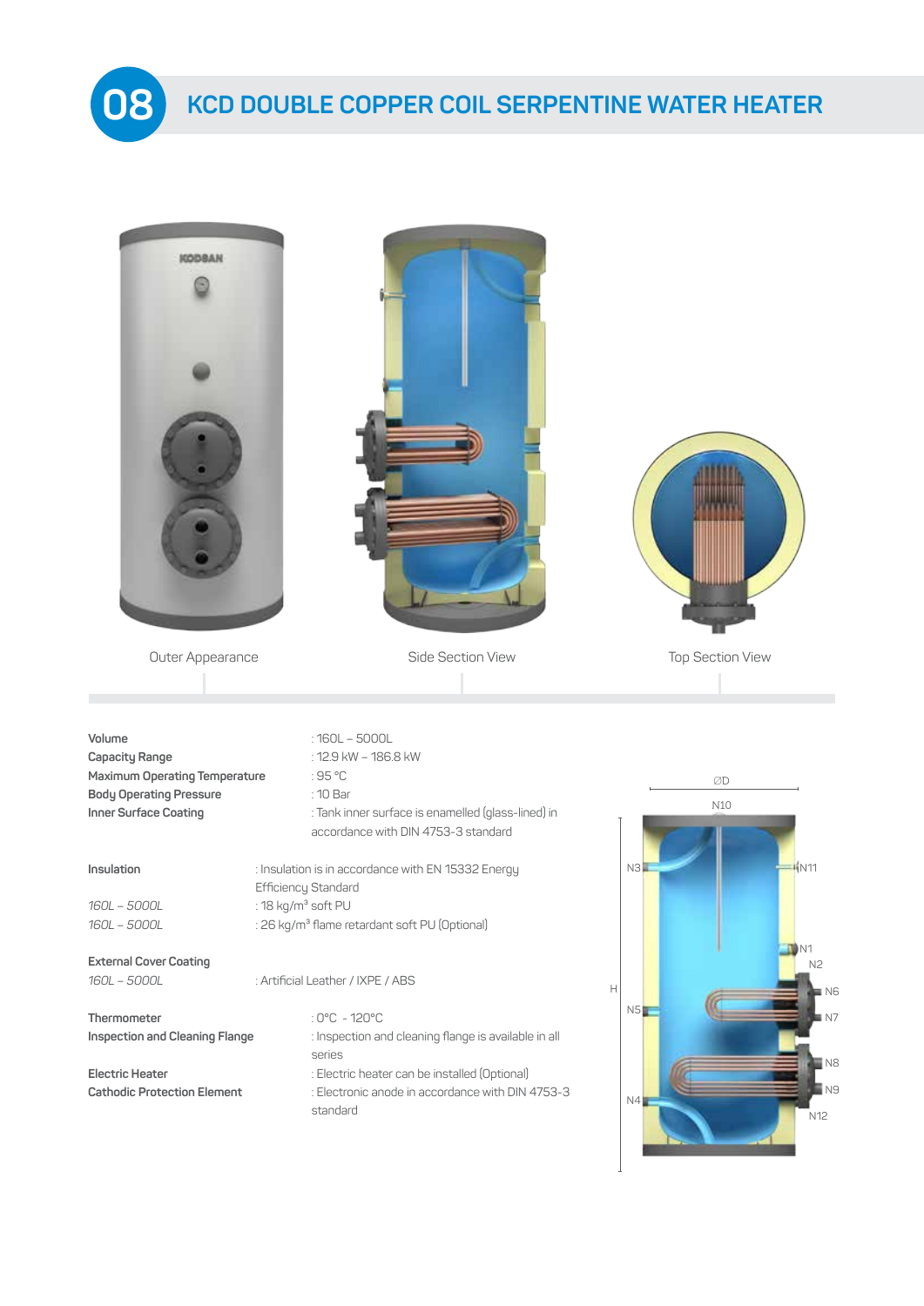# 08 KCD DOUBLE COPPER COIL SERPENTINE WATER HEATER

Outer Appearance

Side Section View

Top Section View

**Volume** : 160L – 5000L

**Capacity Range** : 12.9 kW – 186.8 kW

**Maximum Operating Temperature** : 95 °C

**Body Operating Pressure** : 10 Bar

**Inner Surface Coating** : Tank inner surface is enamelled (glass-lined) in accordance with DIN 4753-3 standard

**Insulation** : Insulation is in accordance with EN 15332 Energy Efficiency Standard

*160L – 5000L* : 18 kg/m³ soft PU

*160L – 5000L* : 26 kg/m³ flame retardant soft PU (Optional)

**External Cover Coating**

*160L – 5000L* : Artificial Leather / IXPE / ABS

**Thermometer** : 0°C - 120°C

**Inspection and Cleaning Flange** : Inspection and cleaning flange is available in all series

**Electric Heater** : Electric heater can be installed (Optional)

**Cathodic Protection Element** : Electronic anode in accordance with DIN 4753-3 standard

ØD
N10
N3
N11
N1
N2
H
N6
N5
N7
N8
N9
N4
N12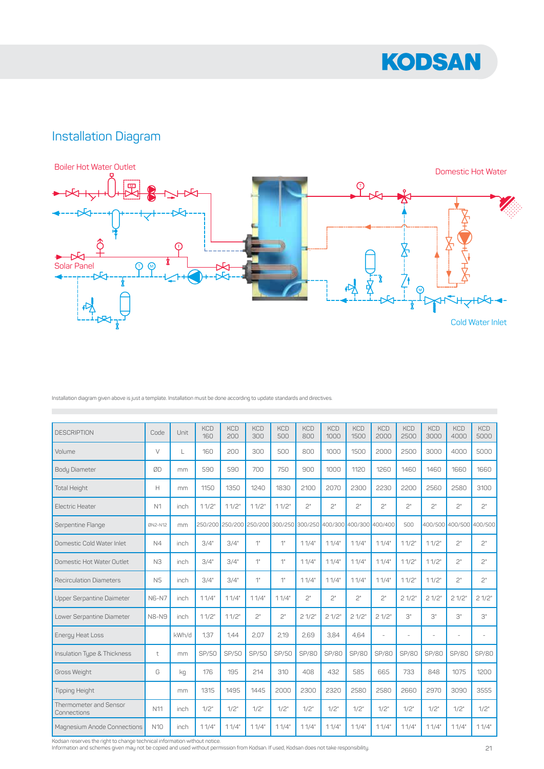## Installation Diagram

Boiler Hot Water Outlet

Domestic Hot Water

Solar Panel

Cold Water Inlet

Installation diagram given above is just a template. Installation must be done according to update standards and directives.

| DESCRIPTION | Code | Unit | KCD 160 | KCD 200 | KCD 300 | KCD 500 | KCD 800 | KCD 1000 | KCD 1500 | KCD 2000 | KCD 2500 | KCD 3000 | KCD 4000 | KCD 5000 |
|---|---|---|---|---|---|---|---|---|---|---|---|---|---|---|
| Volume | V | L | 160 | 200 | 300 | 500 | 800 | 1000 | 1500 | 2000 | 2500 | 3000 | 4000 | 5000 |
| Body Diameter | ØD | mm | 590 | 590 | 700 | 750 | 900 | 1000 | 1120 | 1260 | 1460 | 1460 | 1660 | 1660 |
| Total Height | H | mm | 1150 | 1350 | 1240 | 1830 | 2100 | 2070 | 2300 | 2230 | 2200 | 2560 | 2580 | 3100 |
| Electric Heater | N1 | inch | 1 1/2" | 1 1/2" | 1 1/2" | 1 1/2" | 2" | 2" | 2" | 2" | 2" | 2" | 2" | 2" |
| Serpentine Flange | ØN2-N12 | mm | 250/200 | 250/200 | 250/200 | 300/250 | 300/250 | 400/300 | 400/300 | 400/400 | 500 | 400/500 | 400/500 | 400/500 |
| Domestic Cold Water Inlet | N4 | inch | 3/4" | 3/4" | 1" | 1" | 1 1/4" | 1 1/4" | 1 1/4" | 1 1/4" | 1 1/2" | 1 1/2" | 2" | 2" |
| Domestic Hot Water Outlet | N3 | inch | 3/4" | 3/4" | 1" | 1" | 1 1/4" | 1 1/4" | 1 1/4" | 1 1/4" | 1 1/2" | 1 1/2" | 2" | 2" |
| Recirculation Diameters | N5 | inch | 3/4" | 3/4" | 1" | 1" | 1 1/4" | 1 1/4" | 1 1/4" | 1 1/4" | 1 1/2" | 1 1/2" | 2" | 2" |
| Upper Serpantine Daimeter | N6-N7 | inch | 1 1/4" | 1 1/4" | 1 1/4" | 1 1/4" | 2" | 2" | 2" | 2" | 2 1/2" | 2 1/2" | 2 1/2" | 2 1/2" |
| Lower Serpantine Diameter | N8-N9 | inch | 1 1/2" | 1 1/2" | 2" | 2" | 2 1/2" | 2 1/2" | 2 1/2" | 2 1/2" | 3" | 3" | 3" | 3" |
| Energy Heat Loss | | kWh/d | 1,37 | 1,44 | 2,07 | 2,19 | 2,69 | 3,84 | 4,64 | - | - | - | - | - |
| Insulation Type & Thickness | t | mm | SP/50 | SP/50 | SP/50 | SP/50 | SP/80 | SP/80 | SP/80 | SP/80 | SP/80 | SP/80 | SP/80 | SP/80 |
| Gross Weight | G | kg | 176 | 195 | 214 | 310 | 408 | 432 | 585 | 665 | 733 | 848 | 1075 | 1200 |
| Tipping Height | | mm | 1315 | 1495 | 1445 | 2000 | 2300 | 2320 | 2580 | 2580 | 2660 | 2970 | 3090 | 3555 |
| Thermometer and Sensor Connections | N11 | inch | 1/2" | 1/2" | 1/2" | 1/2" | 1/2" | 1/2" | 1/2" | 1/2" | 1/2" | 1/2" | 1/2" | 1/2" |
| Magnesium Anode Connections | N10 | inch | 1 1/4" | 1 1/4" | 1 1/4" | 1 1/4" | 1 1/4" | 1 1/4" | 1 1/4" | 1 1/4" | 1 1/4" | 1 1/4" | 1 1/4" | 1 1/4" |

Kodsan reserves the right to change technical information without notice.
Information and schemes given may not be copied and used without permission from Kodsan. If used, Kodsan does not take responsibility.